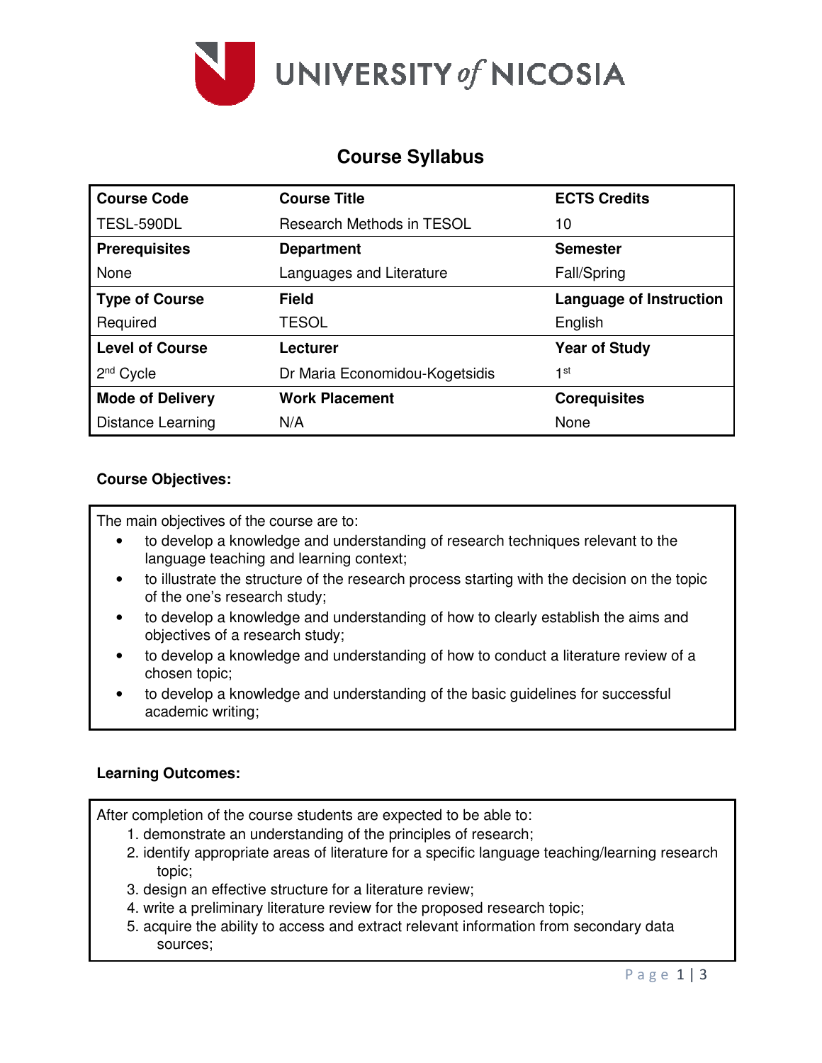UNIVERSITY *of* NICOSIA

# Course Syllabus

| Course Code | Course Title | ECTS Credits |
|---|---|---|
| TESL-590DL | Research Methods in TESOL | 10 |
| **Prerequisites** | **Department** | **Semester** |
| None | Languages and Literature | Fall/Spring |
| **Type of Course** | **Field** | **Language of Instruction** |
| Required | TESOL | English |
| **Level of Course** | **Lecturer** | **Year of Study** |
| 2nd Cycle | Dr Maria Economidou-Kogetsidis | 1st |
| **Mode of Delivery** | **Work Placement** | **Corequisites** |
| Distance Learning | N/A | None |

**Course Objectives:**

The main objectives of the course are to:

- to develop a knowledge and understanding of research techniques relevant to the language teaching and learning context;
- to illustrate the structure of the research process starting with the decision on the topic of the one's research study;
- to develop a knowledge and understanding of how to clearly establish the aims and objectives of a research study;
- to develop a knowledge and understanding of how to conduct a literature review of a chosen topic;
- to develop a knowledge and understanding of the basic guidelines for successful academic writing;

**Learning Outcomes:**

After completion of the course students are expected to be able to:

1. demonstrate an understanding of the principles of research;
2. identify appropriate areas of literature for a specific language teaching/learning research topic;
3. design an effective structure for a literature review;
4. write a preliminary literature review for the proposed research topic;
5. acquire the ability to access and extract relevant information from secondary data sources;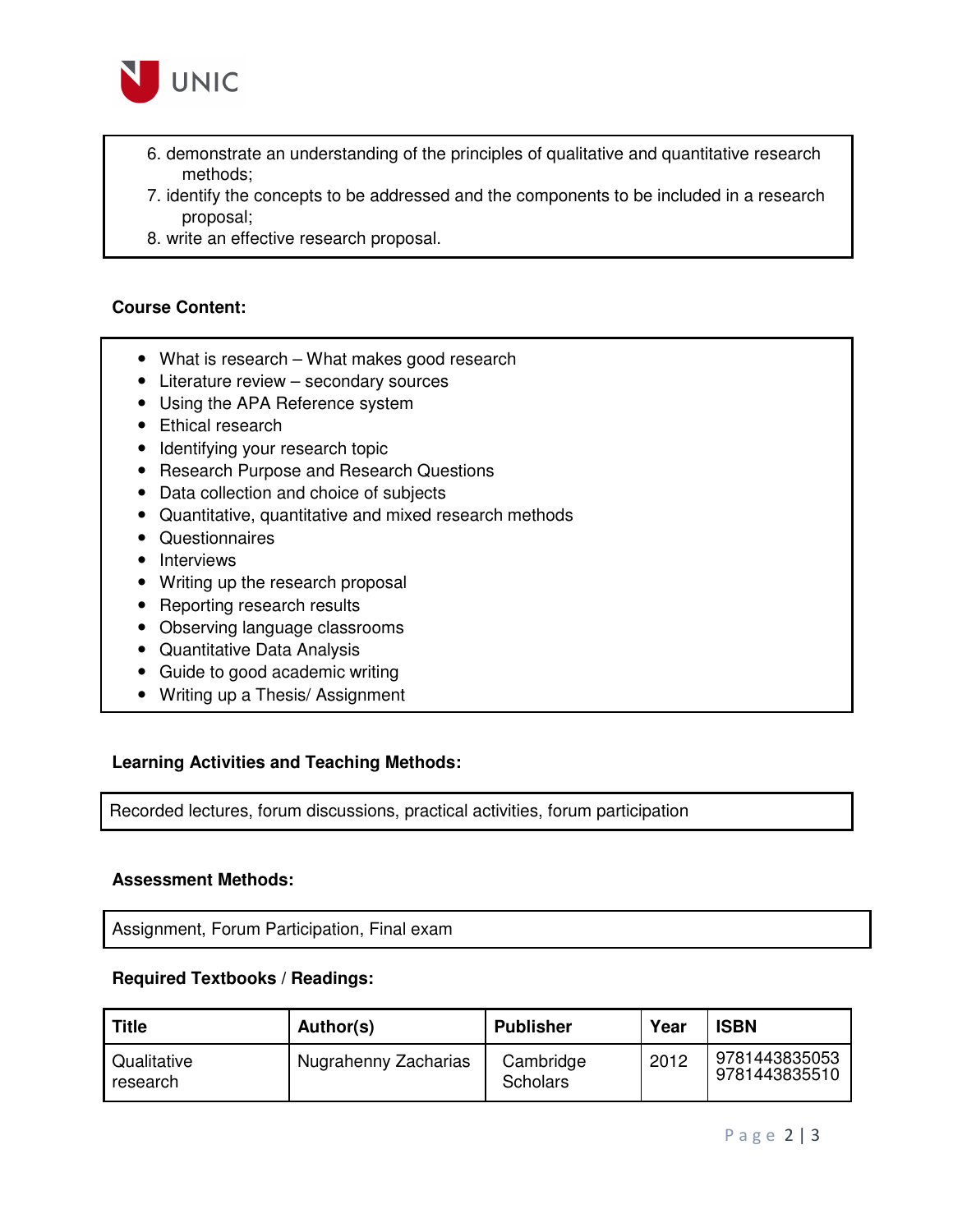6. demonstrate an understanding of the principles of qualitative and quantitative research methods;
7. identify the concepts to be addressed and the components to be included in a research proposal;
8. write an effective research proposal.

**Course Content:**

- What is research – What makes good research
- Literature review – secondary sources
- Using the APA Reference system
- Ethical research
- Identifying your research topic
- Research Purpose and Research Questions
- Data collection and choice of subjects
- Quantitative, quantitative and mixed research methods
- Questionnaires
- Interviews
- Writing up the research proposal
- Reporting research results
- Observing language classrooms
- Quantitative Data Analysis
- Guide to good academic writing
- Writing up a Thesis/ Assignment

**Learning Activities and Teaching Methods:**

Recorded lectures, forum discussions, practical activities, forum participation

**Assessment Methods:**

Assignment, Forum Participation, Final exam

**Required Textbooks / Readings:**

| Title | Author(s) | Publisher | Year | ISBN |
|---|---|---|---|---|
| Qualitative research | Nugrahenny Zacharias | Cambridge Scholars | 2012 | 9781443835053 9781443835510 |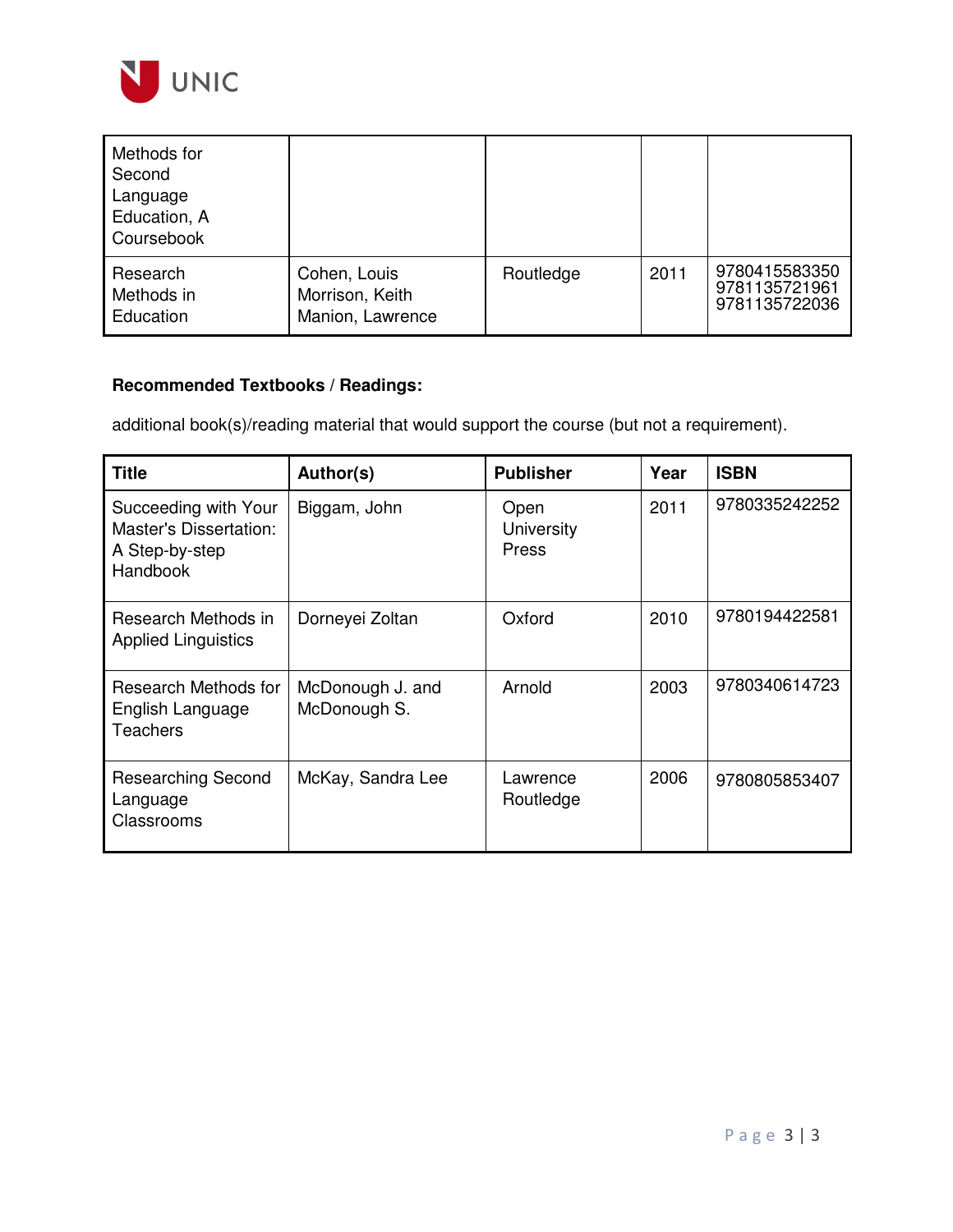| | | | | |
|---|---|---|---|---|
| Methods for Second Language Education, A Coursebook | | | | |
| Research Methods in Education | Cohen, Louis Morrison, Keith Manion, Lawrence | Routledge | 2011 | 9780415583350 9781135721961 9781135722036 |

**Recommended Textbooks / Readings:**

additional book(s)/reading material that would support the course (but not a requirement).

| Title | Author(s) | Publisher | Year | ISBN |
|---|---|---|---|---|
| Succeeding with Your Master's Dissertation: A Step-by-step Handbook | Biggam, John | Open University Press | 2011 | 9780335242252 |
| Research Methods in Applied Linguistics | Dorneyei Zoltan | Oxford | 2010 | 9780194422581 |
| Research Methods for English Language Teachers | McDonough J. and McDonough S. | Arnold | 2003 | 9780340614723 |
| Researching Second Language Classrooms | McKay, Sandra Lee | Lawrence Routledge | 2006 | 9780805853407 |